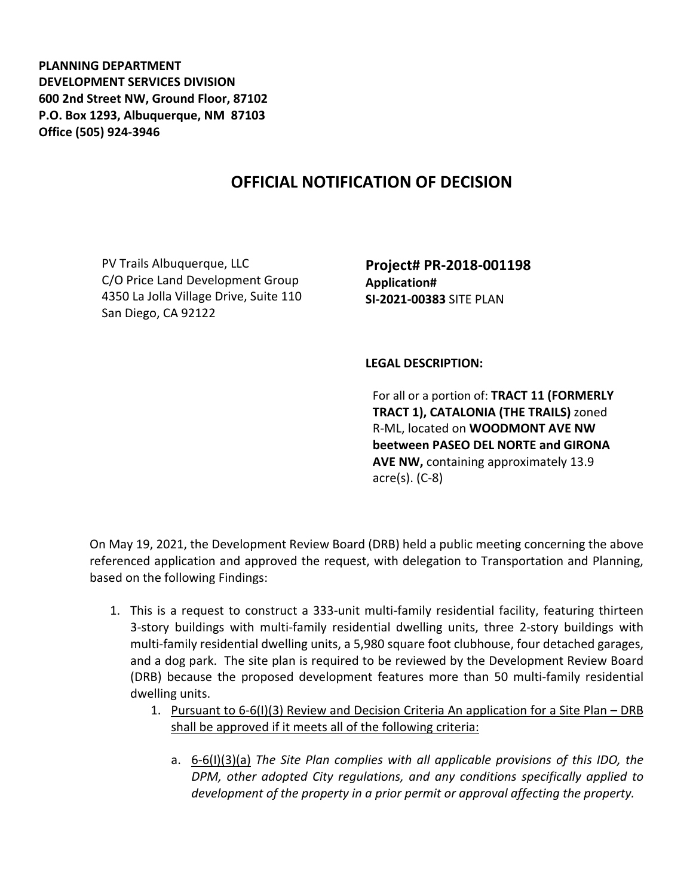**PLANNING DEPARTMENT**
**DEVELOPMENT SERVICES DIVISION**
**600 2nd Street NW, Ground Floor, 87102**
**P.O. Box 1293, Albuquerque, NM 87103**
**Office (505) 924-3946**

# OFFICIAL NOTIFICATION OF DECISION

PV Trails Albuquerque, LLC
C/O Price Land Development Group
4350 La Jolla Village Drive, Suite 110
San Diego, CA 92122

**Project# PR-2018-001198**
**Application#**
**SI-2021-00383** SITE PLAN

**LEGAL DESCRIPTION:**

For all or a portion of: **TRACT 11 (FORMERLY TRACT 1), CATALONIA (THE TRAILS)** zoned R-ML, located on **WOODMONT AVE NW beetween PASEO DEL NORTE and GIRONA AVE NW,** containing approximately 13.9 acre(s). (C-8)

On May 19, 2021, the Development Review Board (DRB) held a public meeting concerning the above referenced application and approved the request, with delegation to Transportation and Planning, based on the following Findings:

1. This is a request to construct a 333-unit multi-family residential facility, featuring thirteen 3-story buildings with multi-family residential dwelling units, three 2-story buildings with multi-family residential dwelling units, a 5,980 square foot clubhouse, four detached garages, and a dog park. The site plan is required to be reviewed by the Development Review Board (DRB) because the proposed development features more than 50 multi-family residential dwelling units.
    1. Pursuant to 6-6(I)(3) Review and Decision Criteria An application for a Site Plan – DRB shall be approved if it meets all of the following criteria:
        a. 6-6(I)(3)(a) *The Site Plan complies with all applicable provisions of this IDO, the DPM, other adopted City regulations, and any conditions specifically applied to development of the property in a prior permit or approval affecting the property.*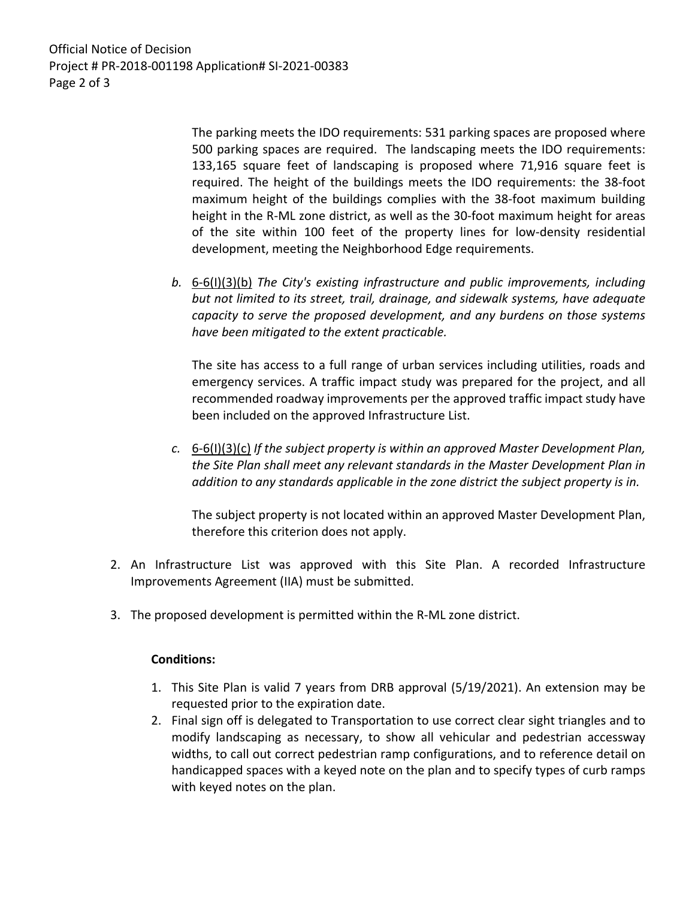The parking meets the IDO requirements: 531 parking spaces are proposed where 500 parking spaces are required. The landscaping meets the IDO requirements: 133,165 square feet of landscaping is proposed where 71,916 square feet is required. The height of the buildings meets the IDO requirements: the 38-foot maximum height of the buildings complies with the 38-foot maximum building height in the R-ML zone district, as well as the 30-foot maximum height for areas of the site within 100 feet of the property lines for low-density residential development, meeting the Neighborhood Edge requirements.

*b.* 6-6(I)(3)(b) *The City's existing infrastructure and public improvements, including but not limited to its street, trail, drainage, and sidewalk systems, have adequate capacity to serve the proposed development, and any burdens on those systems have been mitigated to the extent practicable.*

The site has access to a full range of urban services including utilities, roads and emergency services. A traffic impact study was prepared for the project, and all recommended roadway improvements per the approved traffic impact study have been included on the approved Infrastructure List.

*c.* 6-6(I)(3)(c) *If the subject property is within an approved Master Development Plan, the Site Plan shall meet any relevant standards in the Master Development Plan in addition to any standards applicable in the zone district the subject property is in.*

The subject property is not located within an approved Master Development Plan, therefore this criterion does not apply.

2. An Infrastructure List was approved with this Site Plan. A recorded Infrastructure Improvements Agreement (IIA) must be submitted.
3. The proposed development is permitted within the R-ML zone district.

**Conditions:**

1. This Site Plan is valid 7 years from DRB approval (5/19/2021). An extension may be requested prior to the expiration date.
2. Final sign off is delegated to Transportation to use correct clear sight triangles and to modify landscaping as necessary, to show all vehicular and pedestrian accessway widths, to call out correct pedestrian ramp configurations, and to reference detail on handicapped spaces with a keyed note on the plan and to specify types of curb ramps with keyed notes on the plan.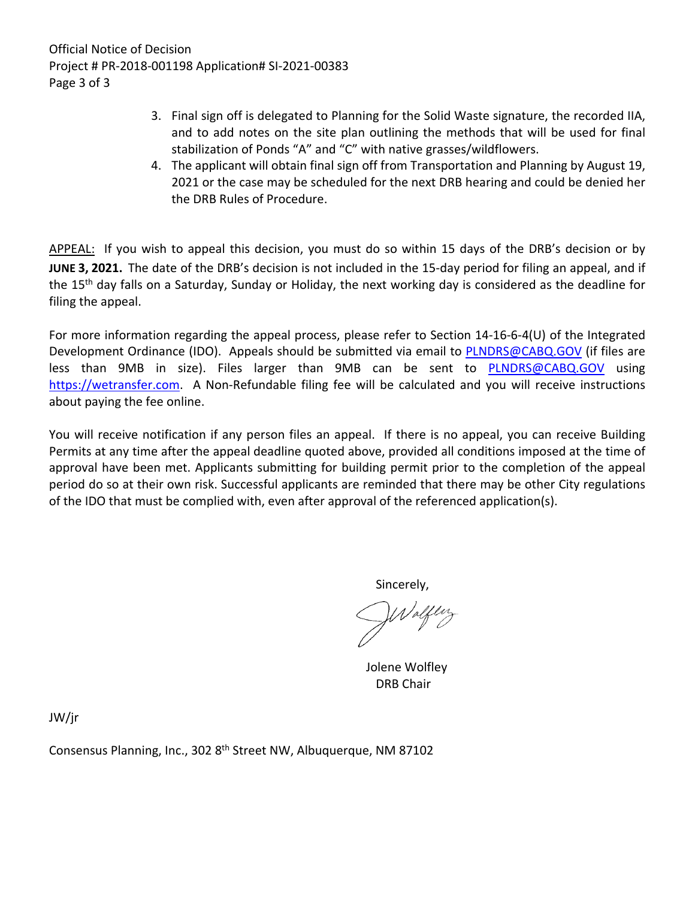3. Final sign off is delegated to Planning for the Solid Waste signature, the recorded IIA, and to add notes on the site plan outlining the methods that will be used for final stabilization of Ponds "A" and "C" with native grasses/wildflowers.
4. The applicant will obtain final sign off from Transportation and Planning by August 19, 2021 or the case may be scheduled for the next DRB hearing and could be denied her the DRB Rules of Procedure.

APPEAL: If you wish to appeal this decision, you must do so within 15 days of the DRB's decision or by **JUNE 3, 2021.** The date of the DRB's decision is not included in the 15-day period for filing an appeal, and if the 15th day falls on a Saturday, Sunday or Holiday, the next working day is considered as the deadline for filing the appeal.

For more information regarding the appeal process, please refer to Section 14-16-6-4(U) of the Integrated Development Ordinance (IDO). Appeals should be submitted via email to PLNDRS@CABQ.GOV (if files are less than 9MB in size). Files larger than 9MB can be sent to PLNDRS@CABQ.GOV using https://wetransfer.com. A Non-Refundable filing fee will be calculated and you will receive instructions about paying the fee online.

You will receive notification if any person files an appeal. If there is no appeal, you can receive Building Permits at any time after the appeal deadline quoted above, provided all conditions imposed at the time of approval have been met. Applicants submitting for building permit prior to the completion of the appeal period do so at their own risk. Successful applicants are reminded that there may be other City regulations of the IDO that must be complied with, even after approval of the referenced application(s).

Sincerely,

Jolene Wolfley
DRB Chair

JW/jr

Consensus Planning, Inc., 302 8th Street NW, Albuquerque, NM 87102